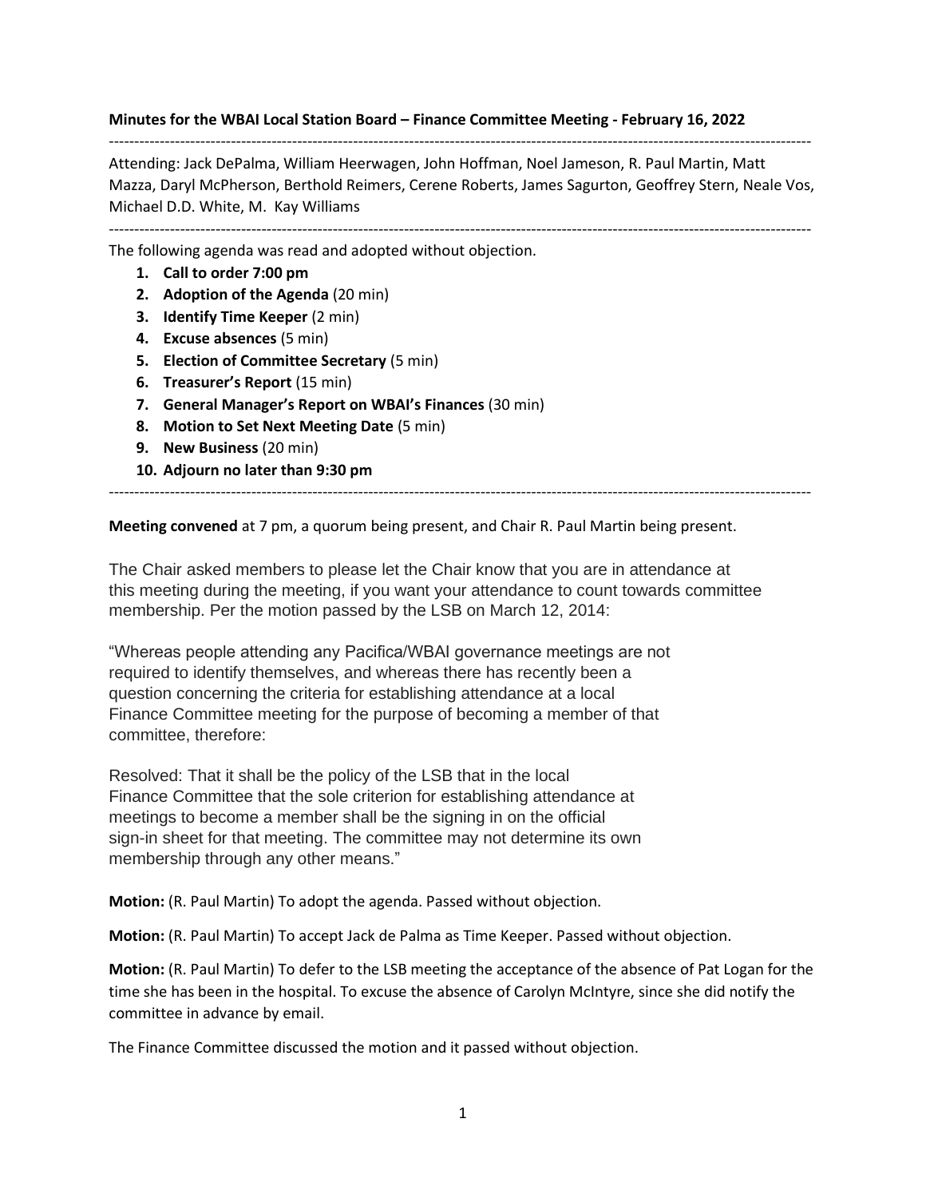**Minutes for the WBAI Local Station Board – Finance Committee Meeting - February 16, 2022**

---

Attending: Jack DePalma, William Heerwagen, John Hoffman, Noel Jameson, R. Paul Martin, Matt Mazza, Daryl McPherson, Berthold Reimers, Cerene Roberts, James Sagurton, Geoffrey Stern, Neale Vos, Michael D.D. White, M. Kay Williams

---

The following agenda was read and adopted without objection.

1. **Call to order 7:00 pm**
2. **Adoption of the Agenda** (20 min)
3. **Identify Time Keeper** (2 min)
4. **Excuse absences** (5 min)
5. **Election of Committee Secretary** (5 min)
6. **Treasurer's Report** (15 min)
7. **General Manager's Report on WBAI's Finances** (30 min)
8. **Motion to Set Next Meeting Date** (5 min)
9. **New Business** (20 min)
10. **Adjourn no later than 9:30 pm**

---

**Meeting convened** at 7 pm, a quorum being present, and Chair R. Paul Martin being present.

The Chair asked members to please let the Chair know that you are in attendance at this meeting during the meeting, if you want your attendance to count towards committee membership. Per the motion passed by the LSB on March 12, 2014:

"Whereas people attending any Pacifica/WBAI governance meetings are not required to identify themselves, and whereas there has recently been a question concerning the criteria for establishing attendance at a local Finance Committee meeting for the purpose of becoming a member of that committee, therefore:

Resolved: That it shall be the policy of the LSB that in the local Finance Committee that the sole criterion for establishing attendance at meetings to become a member shall be the signing in on the official sign-in sheet for that meeting. The committee may not determine its own membership through any other means."

**Motion:** (R. Paul Martin) To adopt the agenda. Passed without objection.

**Motion:** (R. Paul Martin) To accept Jack de Palma as Time Keeper. Passed without objection.

**Motion:** (R. Paul Martin) To defer to the LSB meeting the acceptance of the absence of Pat Logan for the time she has been in the hospital. To excuse the absence of Carolyn McIntyre, since she did notify the committee in advance by email.

The Finance Committee discussed the motion and it passed without objection.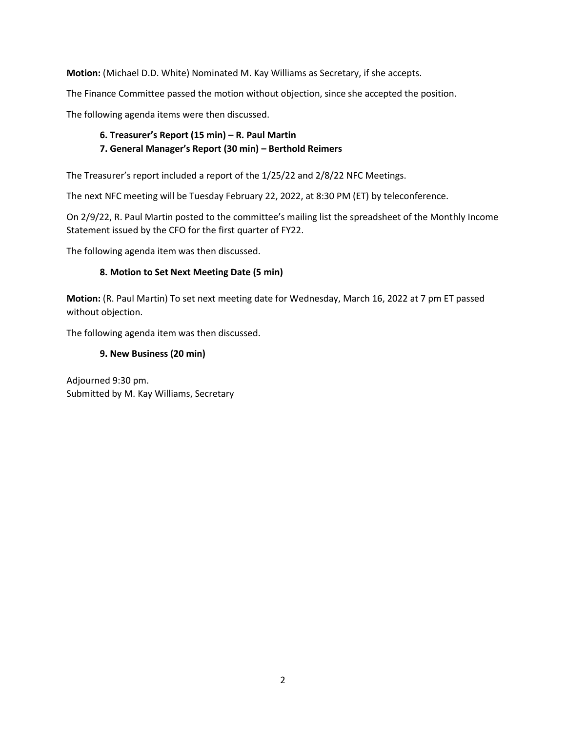**Motion:** (Michael D.D. White) Nominated M. Kay Williams as Secretary, if she accepts.

The Finance Committee passed the motion without objection, since she accepted the position.

The following agenda items were then discussed.

> **6. Treasurer's Report (15 min) – R. Paul Martin**
> **7. General Manager's Report (30 min) – Berthold Reimers**

The Treasurer's report included a report of the 1/25/22 and 2/8/22 NFC Meetings.

The next NFC meeting will be Tuesday February 22, 2022, at 8:30 PM (ET) by teleconference.

On 2/9/22, R. Paul Martin posted to the committee's mailing list the spreadsheet of the Monthly Income Statement issued by the CFO for the first quarter of FY22.

The following agenda item was then discussed.

> **8. Motion to Set Next Meeting Date (5 min)**

**Motion:** (R. Paul Martin) To set next meeting date for Wednesday, March 16, 2022 at 7 pm ET passed without objection.

The following agenda item was then discussed.

> **9. New Business (20 min)**

Adjourned 9:30 pm.
Submitted by M. Kay Williams, Secretary